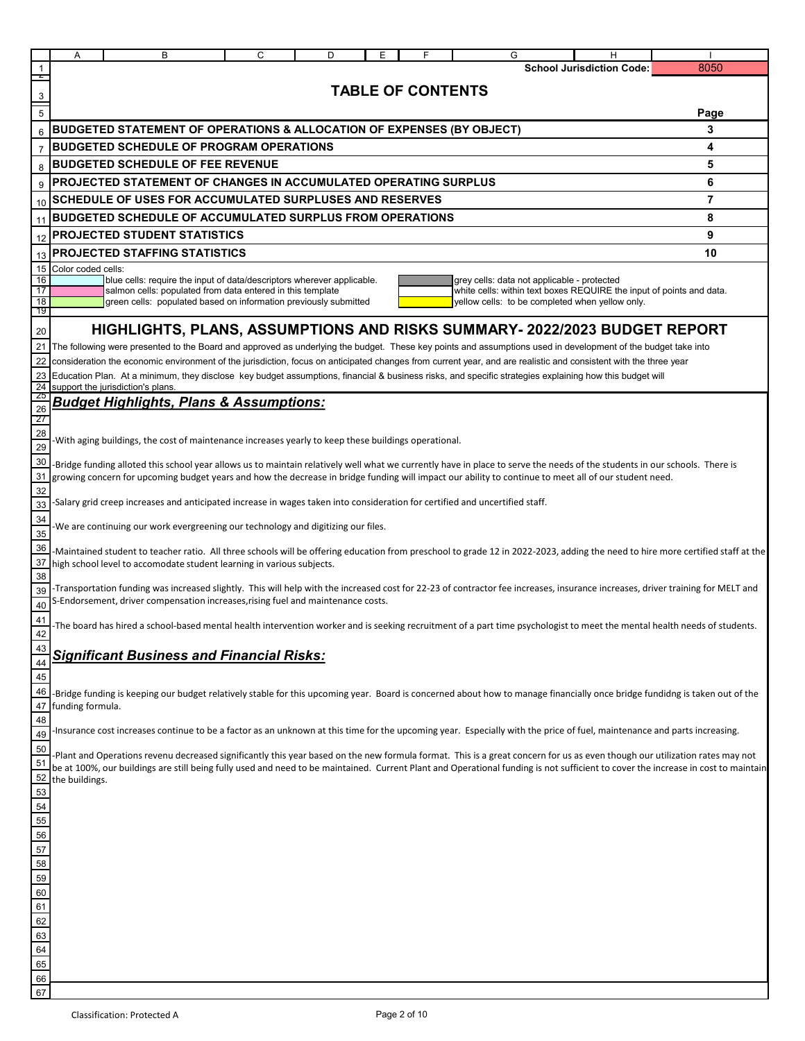School Jurisdiction Code: 8050

# TABLE OF CONTENTS

| | Page |
|---|---|
| **BUDGETED STATEMENT OF OPERATIONS & ALLOCATION OF EXPENSES (BY OBJECT)** | 3 |
| **BUDGETED SCHEDULE OF PROGRAM OPERATIONS** | 4 |
| **BUDGETED SCHEDULE OF FEE REVENUE** | 5 |
| **PROJECTED STATEMENT OF CHANGES IN ACCUMULATED OPERATING SURPLUS** | 6 |
| **SCHEDULE OF USES FOR ACCUMULATED SURPLUSES AND RESERVES** | 7 |
| **BUDGETED SCHEDULE OF ACCUMULATED SURPLUS FROM OPERATIONS** | 8 |
| **PROJECTED STUDENT STATISTICS** | 9 |
| **PROJECTED STAFFING STATISTICS** | 10 |

Color coded cells:

- blue cells: require the input of data/descriptors wherever applicable.
- salmon cells: populated from data entered in this template
- green cells: populated based on information previously submitted
- grey cells: data not applicable - protected
- white cells: within text boxes REQUIRE the input of points and data.
- yellow cells: to be completed when yellow only.

## HIGHLIGHTS, PLANS, ASSUMPTIONS AND RISKS SUMMARY- 2022/2023 BUDGET REPORT

The following were presented to the Board and approved as underlying the budget. These key points and assumptions used in development of the budget take into consideration the economic environment of the jurisdiction, focus on anticipated changes from current year, and are realistic and consistent with the three year Education Plan. At a minimum, they disclose key budget assumptions, financial & business risks, and specific strategies explaining how this budget will support the jurisdiction's plans.

### *Budget Highlights, Plans & Assumptions:*

-With aging buildings, the cost of maintenance increases yearly to keep these buildings operational.

-Bridge funding alloted this school year allows us to maintain relatively well what we currently have in place to serve the needs of the students in our schools. There is growing concern for upcoming budget years and how the decrease in bridge funding will impact our ability to continue to meet all of our student need.

-Salary grid creep increases and anticipated increase in wages taken into consideration for certified and uncertified staff.

-We are continuing our work evergreening our technology and digitizing our files.

-Maintained student to teacher ratio. All three schools will be offering education from preschool to grade 12 in 2022-2023, adding the need to hire more certified staff at the high school level to accomodate student learning in various subjects.

-Transportation funding was increased slightly. This will help with the increased cost for 22-23 of contractor fee increases, insurance increases, driver training for MELT and S-Endorsement, driver compensation increases,rising fuel and maintenance costs.

-The board has hired a school-based mental health intervention worker and is seeking recruitment of a part time psychologist to meet the mental health needs of students.

### *Significant Business and Financial Risks:*

-Bridge funding is keeping our budget relatively stable for this upcoming year. Board is concerned about how to manage financially once bridge fundidng is taken out of the funding formula.

-Insurance cost increases continue to be a factor as an unknown at this time for the upcoming year. Especially with the price of fuel, maintenance and parts increasing.

-Plant and Operations revenu decreased significantly this year based on the new formula format. This is a great concern for us as even though our utilization rates may not be at 100%, our buildings are still being fully used and need to be maintained. Current Plant and Operational funding is not sufficient to cover the increase in cost to maintain the buildings.

Classification: Protected A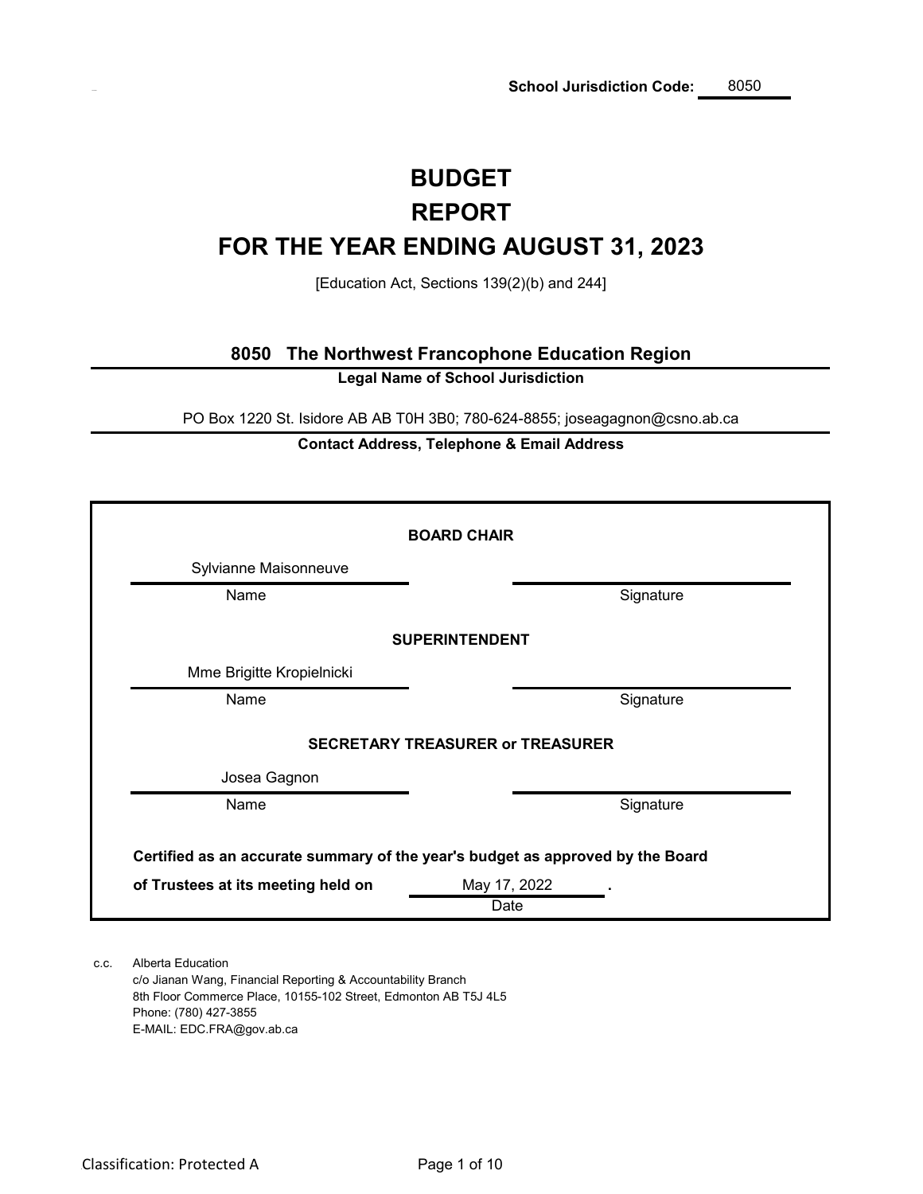**School Jurisdiction Code:** 8050

# BUDGET
# REPORT
# FOR THE YEAR ENDING AUGUST 31, 2023

[Education Act, Sections 139(2)(b) and 244]

## 8050 The Northwest Francophone Education Region

**Legal Name of School Jurisdiction**

PO Box 1220 St. Isidore AB AB T0H 3B0; 780-624-8855; joseagagnon@csno.ab.ca

**Contact Address, Telephone & Email Address**

**BOARD CHAIR**

| Sylvianne Maisonneuve | |
|---|---|
| Name | Signature |

**SUPERINTENDENT**

| Mme Brigitte Kropielnicki | |
|---|---|
| Name | Signature |

**SECRETARY TREASURER or TREASURER**

| Josea Gagnon | |
|---|---|
| Name | Signature |

**Certified as an accurate summary of the year's budget as approved by the Board of Trustees at its meeting held on** May 17, 2022 **.**

Date

c.c. Alberta Education
c/o Jianan Wang, Financial Reporting & Accountability Branch
8th Floor Commerce Place, 10155-102 Street, Edmonton AB T5J 4L5
Phone: (780) 427-3855
E-MAIL: EDC.FRA@gov.ab.ca

Classification: Protected A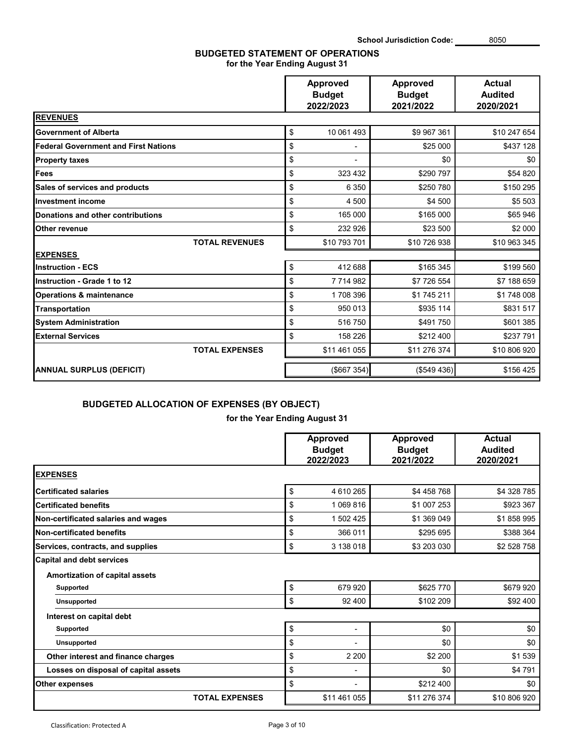School Jurisdiction Code: 8050

## BUDGETED STATEMENT OF OPERATIONS
**for the Year Ending August 31**

| | Approved Budget 2022/2023 | Approved Budget 2021/2022 | Actual Audited 2020/2021 |
|---|---|---|---|
| **REVENUES** | | | |
| **Government of Alberta** | $ 10 061 493 | $9 967 361 | $10 247 654 |
| **Federal Government and First Nations** | $ - | $25 000 | $437 128 |
| **Property taxes** | $ - | $0 | $0 |
| **Fees** | $ 323 432 | $290 797 | $54 820 |
| **Sales of services and products** | $ 6 350 | $250 780 | $150 295 |
| **Investment income** | $ 4 500 | $4 500 | $5 503 |
| **Donations and other contributions** | $ 165 000 | $165 000 | $65 946 |
| **Other revenue** | $ 232 926 | $23 500 | $2 000 |
| **TOTAL REVENUES** | $10 793 701 | $10 726 938 | $10 963 345 |
| **EXPENSES** | | | |
| **Instruction - ECS** | $ 412 688 | $165 345 | $199 560 |
| **Instruction - Grade 1 to 12** | $ 7 714 982 | $7 726 554 | $7 188 659 |
| **Operations & maintenance** | $ 1 708 396 | $1 745 211 | $1 748 008 |
| **Transportation** | $ 950 013 | $935 114 | $831 517 |
| **System Administration** | $ 516 750 | $491 750 | $601 385 |
| **External Services** | $ 158 226 | $212 400 | $237 791 |
| **TOTAL EXPENSES** | $11 461 055 | $11 276 374 | $10 806 920 |
| **ANNUAL SURPLUS (DEFICIT)** | ($667 354) | ($549 436) | $156 425 |

## BUDGETED ALLOCATION OF EXPENSES (BY OBJECT)
**for the Year Ending August 31**

| | Approved Budget 2022/2023 | Approved Budget 2021/2022 | Actual Audited 2020/2021 |
|---|---|---|---|
| **EXPENSES** | | | |
| **Certificated salaries** | $ 4 610 265 | $4 458 768 | $4 328 785 |
| **Certificated benefits** | $ 1 069 816 | $1 007 253 | $923 367 |
| **Non-certificated salaries and wages** | $ 1 502 425 | $1 369 049 | $1 858 995 |
| **Non-certificated benefits** | $ 366 011 | $295 695 | $388 364 |
| **Services, contracts, and supplies** | $ 3 138 018 | $3 203 030 | $2 528 758 |
| **Capital and debt services** | | | |
| **Amortization of capital assets** | | | |
| **Supported** | $ 679 920 | $625 770 | $679 920 |
| **Unsupported** | $ 92 400 | $102 209 | $92 400 |
| **Interest on capital debt** | | | |
| **Supported** | $ - | $0 | $0 |
| **Unsupported** | $ - | $0 | $0 |
| **Other interest and finance charges** | $ 2 200 | $2 200 | $1 539 |
| **Losses on disposal of capital assets** | $ - | $0 | $4 791 |
| **Other expenses** | $ - | $212 400 | $0 |
| **TOTAL EXPENSES** | $11 461 055 | $11 276 374 | $10 806 920 |

Classification: Protected A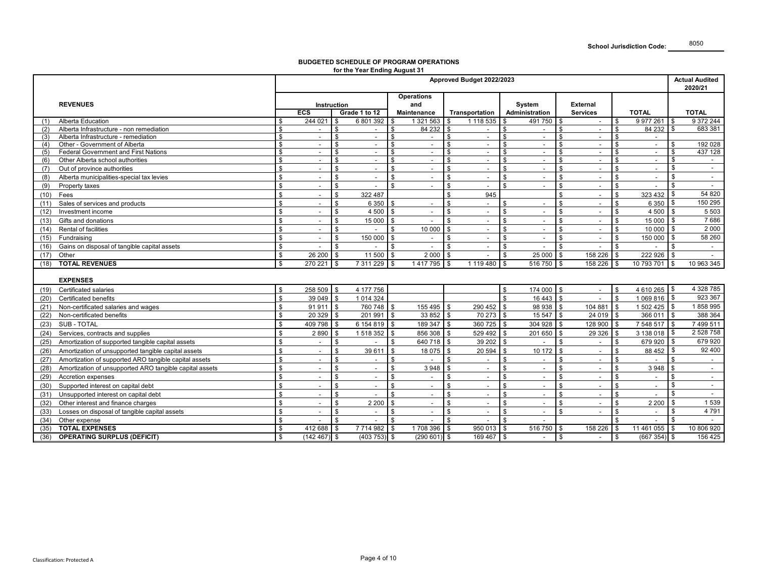School Jurisdiction Code: 8050

**BUDGETED SCHEDULE OF PROGRAM OPERATIONS**
**for the Year Ending August 31**

| | | Approved Budget 2022/2023 | | | | | | | Actual Audited 2020/21 |
|---|---|---|---|---|---|---|---|---|---|
| | REVENUES | Instruction | | Operations and Maintenance | Transportation | System Administration | External Services | TOTAL | TOTAL |
| | | ECS | Grade 1 to 12 | | | | | | |
| (1) | Alberta Education | $ 244 021 | $ 6 801 392 | $ 1 321 563 | $ 1 118 535 | $ 491 750 | $ - | $ 9 977 261 | $ 9 372 244 |
| (2) | Alberta Infrastructure - non remediation | $ - | $ - | $ 84 232 | $ - | $ - | $ - | $ 84 232 | $ 683 381 |
| (3) | Alberta Infrastructure - remediation | $ - | $ - | $ - | $ - | $ - | $ - | $ - | |
| (4) | Other - Government of Alberta | $ - | $ - | $ - | $ - | $ - | $ - | $ - | $ 192 028 |
| (5) | Federal Government and First Nations | $ - | $ - | $ - | $ - | $ - | $ - | $ - | $ 437 128 |
| (6) | Other Alberta school authorities | $ - | $ - | $ - | $ - | $ - | $ - | $ - | $ - |
| (7) | Out of province authorities | $ - | $ - | $ - | $ - | $ - | $ - | $ - | $ - |
| (8) | Alberta municipalities-special tax levies | $ - | $ - | $ - | $ - | $ - | $ - | $ - | $ - |
| (9) | Property taxes | $ - | $ - | $ - | $ - | $ - | $ - | $ - | $ - |
| (10) | Fees | $ - | $ 322 487 | | $ 945 | | $ - | $ 323 432 | $ 54 820 |
| (11) | Sales of services and products | $ - | $ 6 350 | $ - | $ - | $ - | $ - | $ 6 350 | $ 150 295 |
| (12) | Investment income | $ - | $ 4 500 | $ - | $ - | $ - | $ - | $ 4 500 | $ 5 503 |
| (13) | Gifts and donations | $ - | $ 15 000 | $ - | $ - | $ - | $ - | $ 15 000 | $ 7 686 |
| (14) | Rental of facilities | $ - | $ - | $ 10 000 | $ - | $ - | $ - | $ 10 000 | $ 2 000 |
| (15) | Fundraising | $ - | $ 150 000 | $ - | $ - | $ - | $ - | $ 150 000 | $ 58 260 |
| (16) | Gains on disposal of tangible capital assets | $ - | $ - | $ - | $ - | $ - | $ - | $ - | $ - |
| (17) | Other | $ 26 200 | $ 11 500 | $ 2 000 | $ - | $ 25 000 | $ 158 226 | $ 222 926 | $ - |
| (18) | **TOTAL REVENUES** | $ 270 221 | $ 7 311 229 | $ 1 417 795 | $ 1 119 480 | $ 516 750 | $ 158 226 | $ 10 793 701 | $ 10 963 345 |
| | **EXPENSES** | | | | | | | | |
| (19) | Certificated salaries | $ 258 509 | $ 4 177 756 | | | $ 174 000 | $ - | $ 4 610 265 | $ 4 328 785 |
| (20) | Certificated benefits | $ 39 049 | $ 1 014 324 | | | $ 16 443 | $ - | $ 1 069 816 | $ 923 367 |
| (21) | Non-certificated salaries and wages | $ 91 911 | $ 760 748 | $ 155 495 | $ 290 452 | $ 98 938 | $ 104 881 | $ 1 502 425 | $ 1 858 995 |
| (22) | Non-certificated benefits | $ 20 329 | $ 201 991 | $ 33 852 | $ 70 273 | $ 15 547 | $ 24 019 | $ 366 011 | $ 388 364 |
| (23) | SUB - TOTAL | $ 409 798 | $ 6 154 819 | $ 189 347 | $ 360 725 | $ 304 928 | $ 128 900 | $ 7 548 517 | $ 7 499 511 |
| (24) | Services, contracts and supplies | $ 2 890 | $ 1 518 352 | $ 856 308 | $ 529 492 | $ 201 650 | $ 29 326 | $ 3 138 018 | $ 2 528 758 |
| (25) | Amortization of supported tangible capital assets | $ - | $ - | $ 640 718 | $ 39 202 | $ - | $ - | $ 679 920 | $ 679 920 |
| (26) | Amortization of unsupported tangible capital assets | $ - | $ 39 611 | $ 18 075 | $ 20 594 | $ 10 172 | $ - | $ 88 452 | $ 92 400 |
| (27) | Amortization of supported ARO tangible capital assets | $ - | $ - | $ - | $ - | $ - | $ - | $ - | $ - |
| (28) | Amortization of unsupported ARO tangible capital assets | $ - | $ - | $ 3 948 | $ - | $ - | $ - | $ 3 948 | $ - |
| (29) | Accretion expenses | $ - | $ - | $ - | $ - | $ - | $ - | $ - | $ - |
| (30) | Supported interest on capital debt | $ - | $ - | $ - | $ - | $ - | $ - | $ - | $ - |
| (31) | Unsupported interest on capital debt | $ - | $ - | $ - | $ - | $ - | $ - | $ - | $ - |
| (32) | Other interest and finance charges | $ - | $ 2 200 | $ - | $ - | $ - | $ - | $ 2 200 | $ 1 539 |
| (33) | Losses on disposal of tangible capital assets | $ - | $ - | $ - | $ - | $ - | $ - | $ - | $ 4 791 |
| (34) | Other expense | $ - | $ - | $ - | $ - | $ - | | $ - | $ - |
| (35) | **TOTAL EXPENSES** | $ 412 688 | $ 7 714 982 | $ 1 708 396 | $ 950 013 | $ 516 750 | $ 158 226 | $ 11 461 055 | $ 10 806 920 |
| (36) | **OPERATING SURPLUS (DEFICIT)** | $ (142 467) | $ (403 753) | $ (290 601) | $ 169 467 | $ - | $ - | $ (667 354) | $ 156 425 |

Classification: Protected A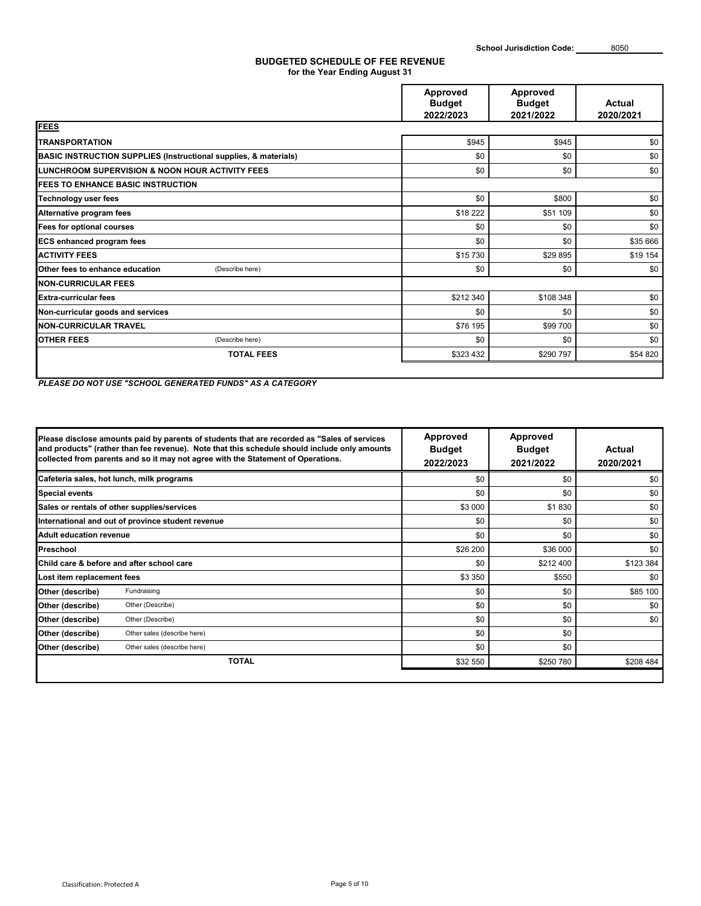School Jurisdiction Code: 8050

## BUDGETED SCHEDULE OF FEE REVENUE
**for the Year Ending August 31**

| | | Approved Budget 2022/2023 | Approved Budget 2021/2022 | Actual 2020/2021 |
|---|---|---|---|---|
| **FEES** | | | | |
| **TRANSPORTATION** | | $945 | $945 | $0 |
| **BASIC INSTRUCTION SUPPLIES (Instructional supplies, & materials)** | | $0 | $0 | $0 |
| **LUNCHROOM SUPERVISION & NOON HOUR ACTIVITY FEES** | | $0 | $0 | $0 |
| **FEES TO ENHANCE BASIC INSTRUCTION** | | | | |
| **Technology user fees** | | $0 | $800 | $0 |
| **Alternative program fees** | | $18 222 | $51 109 | $0 |
| **Fees for optional courses** | | $0 | $0 | $0 |
| **ECS enhanced program fees** | | $0 | $0 | $35 666 |
| **ACTIVITY FEES** | | $15 730 | $29 895 | $19 154 |
| **Other fees to enhance education** | (Describe here) | $0 | $0 | $0 |
| **NON-CURRICULAR FEES** | | | | |
| **Extra-curricular fees** | | $212 340 | $108 348 | $0 |
| **Non-curricular goods and services** | | $0 | $0 | $0 |
| **NON-CURRICULAR TRAVEL** | | $76 195 | $99 700 | $0 |
| **OTHER FEES** | (Describe here) | $0 | $0 | $0 |
| | **TOTAL FEES** | $323 432 | $290 797 | $54 820 |

***PLEASE DO NOT USE "SCHOOL GENERATED FUNDS" AS A CATEGORY***

| **Please disclose amounts paid by parents of students that are recorded as "Sales of services and products" (rather than fee revenue). Note that this schedule should include only amounts collected from parents and so it may not agree with the Statement of Operations.** | | Approved Budget 2022/2023 | Approved Budget 2021/2022 | Actual 2020/2021 |
|---|---|---|---|---|
| **Cafeteria sales, hot lunch, milk programs** | | $0 | $0 | $0 |
| **Special events** | | $0 | $0 | $0 |
| **Sales or rentals of other supplies/services** | | $3 000 | $1 830 | $0 |
| **International and out of province student revenue** | | $0 | $0 | $0 |
| **Adult education revenue** | | $0 | $0 | $0 |
| **Preschool** | | $26 200 | $36 000 | $0 |
| **Child care & before and after school care** | | $0 | $212 400 | $123 384 |
| **Lost item replacement fees** | | $3 350 | $550 | $0 |
| **Other (describe)** | Fundraising | $0 | $0 | $85 100 |
| **Other (describe)** | Other (Describe) | $0 | $0 | $0 |
| **Other (describe)** | Other (Describe) | $0 | $0 | $0 |
| **Other (describe)** | Other sales (describe here) | $0 | $0 | |
| **Other (describe)** | Other sales (describe here) | $0 | $0 | |
| | **TOTAL** | $32 550 | $250 780 | $208 484 |

Classification: Protected A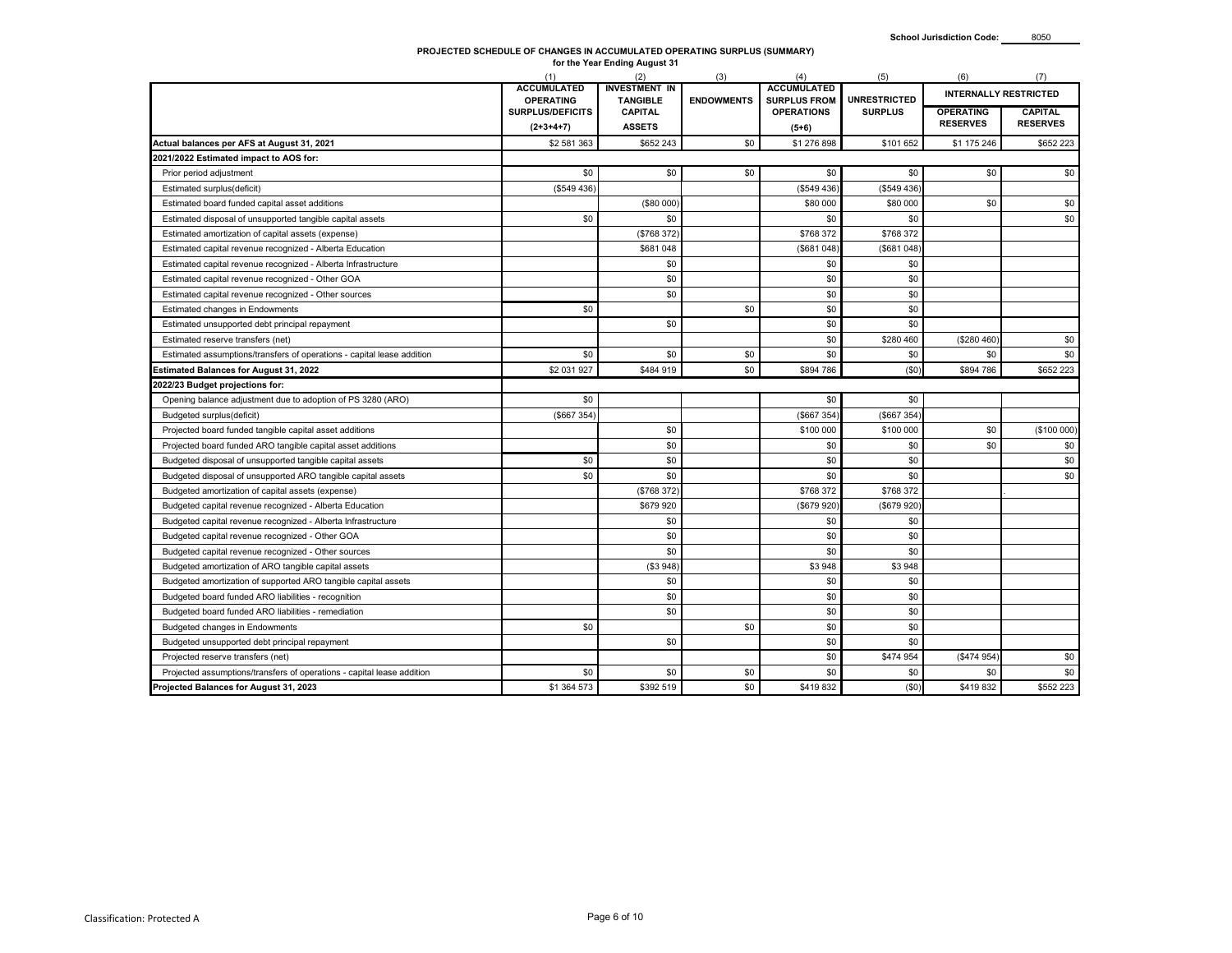School Jurisdiction Code: 8050

**PROJECTED SCHEDULE OF CHANGES IN ACCUMULATED OPERATING SURPLUS (SUMMARY)**
**for the Year Ending August 31**

| | (1) ACCUMULATED OPERATING SURPLUS/DEFICITS (2+3+4+7) | (2) INVESTMENT IN TANGIBLE CAPITAL ASSETS | (3) ENDOWMENTS | (4) ACCUMULATED SURPLUS FROM OPERATIONS (5+6) | (5) UNRESTRICTED SURPLUS | (6) INTERNALLY RESTRICTED | (7) |
|---|---|---|---|---|---|---|---|
| | | | | | | OPERATING RESERVES | CAPITAL RESERVES |
| **Actual balances per AFS at August 31, 2021** | $2 581 363 | $652 243 | $0 | $1 276 898 | $101 652 | $1 175 246 | $652 223 |
| **2021/2022 Estimated impact to AOS for:** | | | | | | | |
| Prior period adjustment | $0 | $0 | $0 | $0 | $0 | $0 | $0 |
| Estimated surplus(deficit) | ($549 436) | | | ($549 436) | ($549 436) | | |
| Estimated board funded capital asset additions | | ($80 000) | | $80 000 | $80 000 | $0 | $0 |
| Estimated disposal of unsupported tangible capital assets | $0 | $0 | | $0 | $0 | | $0 |
| Estimated amortization of capital assets (expense) | | ($768 372) | | $768 372 | $768 372 | | |
| Estimated capital revenue recognized - Alberta Education | | $681 048 | | ($681 048) | ($681 048) | | |
| Estimated capital revenue recognized - Alberta Infrastructure | | $0 | | $0 | $0 | | |
| Estimated capital revenue recognized - Other GOA | | $0 | | $0 | $0 | | |
| Estimated capital revenue recognized - Other sources | | $0 | | $0 | $0 | | |
| Estimated changes in Endowments | $0 | | $0 | $0 | $0 | | |
| Estimated unsupported debt principal repayment | | $0 | | $0 | $0 | | |
| Estimated reserve transfers (net) | | | | $0 | $280 460 | ($280 460) | $0 |
| Estimated assumptions/transfers of operations - capital lease addition | $0 | $0 | $0 | $0 | $0 | $0 | $0 |
| **Estimated Balances for August 31, 2022** | $2 031 927 | $484 919 | $0 | $894 786 | ($0) | $894 786 | $652 223 |
| **2022/23 Budget projections for:** | | | | | | | |
| Opening balance adjustment due to adoption of PS 3280 (ARO) | $0 | | | $0 | $0 | | |
| Budgeted surplus(deficit) | ($667 354) | | | ($667 354) | ($667 354) | | |
| Projected board funded tangible capital asset additions | | $0 | | $100 000 | $100 000 | $0 | ($100 000) |
| Projected board funded ARO tangible capital asset additions | | $0 | | $0 | $0 | $0 | $0 |
| Budgeted disposal of unsupported tangible capital assets | $0 | $0 | | $0 | $0 | | $0 |
| Budgeted disposal of unsupported ARO tangible capital assets | $0 | $0 | | $0 | $0 | | $0 |
| Budgeted amortization of capital assets (expense) | | ($768 372) | | $768 372 | $768 372 | | . |
| Budgeted capital revenue recognized - Alberta Education | | $679 920 | | ($679 920) | ($679 920) | | |
| Budgeted capital revenue recognized - Alberta Infrastructure | | $0 | | $0 | $0 | | |
| Budgeted capital revenue recognized - Other GOA | | $0 | | $0 | $0 | | |
| Budgeted capital revenue recognized - Other sources | | $0 | | $0 | $0 | | |
| Budgeted amortization of ARO tangible capital assets | | ($3 948) | | $3 948 | $3 948 | | |
| Budgeted amortization of supported ARO tangible capital assets | | $0 | | $0 | $0 | | |
| Budgeted board funded ARO liabilities - recognition | | $0 | | $0 | $0 | | |
| Budgeted board funded ARO liabilities - remediation | | $0 | | $0 | $0 | | |
| Budgeted changes in Endowments | $0 | | $0 | $0 | $0 | | |
| Budgeted unsupported debt principal repayment | | $0 | | $0 | $0 | | |
| Projected reserve transfers (net) | | | | $0 | $474 954 | ($474 954) | $0 |
| Projected assumptions/transfers of operations - capital lease addition | $0 | $0 | $0 | $0 | $0 | $0 | $0 |
| **Projected Balances for August 31, 2023** | $1 364 573 | $392 519 | $0 | $419 832 | ($0) | $419 832 | $552 223 |

Classification: Protected A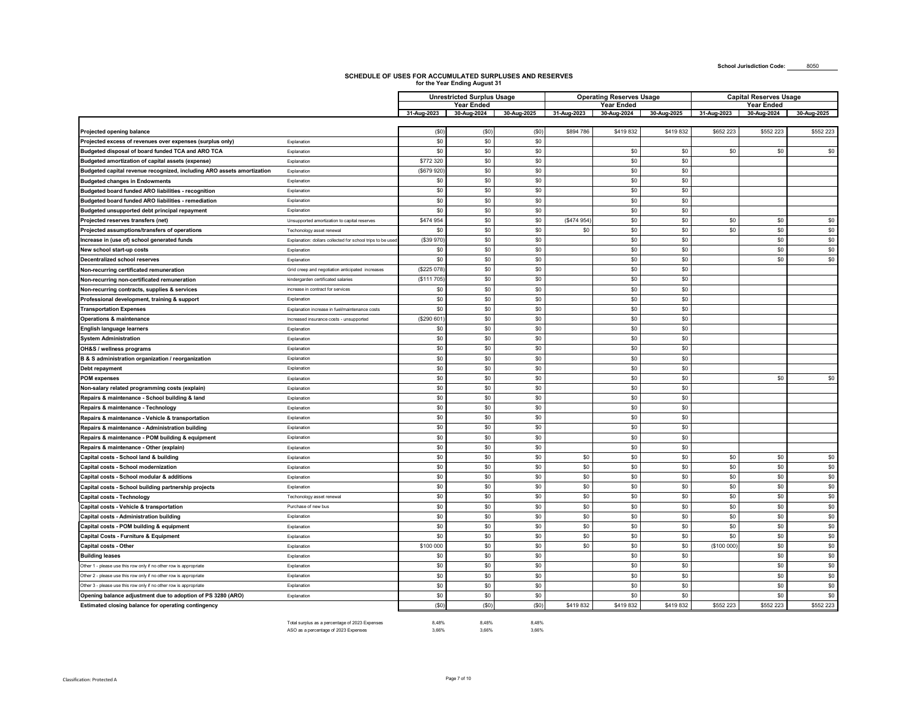School Jurisdiction Code: 8050

# SCHEDULE OF USES FOR ACCUMULATED SURPLUSES AND RESERVES

for the Year Ending August 31

| | | Unrestricted Surplus Usage | | | Operating Reserves Usage | | | Capital Reserves Usage | | |
|---|---|---|---|---|---|---|---|---|---|---|
| | | Year Ended | | | Year Ended | | | Year Ended | | |
| | | 31-Aug-2023 | 30-Aug-2024 | 30-Aug-2025 | 31-Aug-2023 | 30-Aug-2024 | 30-Aug-2025 | 31-Aug-2023 | 30-Aug-2024 | 30-Aug-2025 |
| **Projected opening balance** | | ($0) | ($0) | ($0) | $894 786 | $419 832 | $419 832 | $652 223 | $552 223 | $552 223 |
| **Projected excess of revenues over expenses (surplus only)** | Explanation | $0 | $0 | $0 | | | | | | |
| **Budgeted disposal of board funded TCA and ARO TCA** | Explanation | $0 | $0 | $0 | | $0 | $0 | $0 | $0 | $0 |
| **Budgeted amortization of capital assets (expense)** | Explanation | $772 320 | $0 | $0 | | $0 | $0 | | | |
| **Budgeted capital revenue recognized, including ARO assets amortization** | Explanation | ($679 920) | $0 | $0 | | $0 | $0 | | | |
| **Budgeted changes in Endowments** | Explanation | $0 | $0 | $0 | | $0 | $0 | | | |
| **Budgeted board funded ARO liabilities - recognition** | Explanation | $0 | $0 | $0 | | $0 | $0 | | | |
| **Budgeted board funded ARO liabilities - remediation** | Explanation | $0 | $0 | $0 | | $0 | $0 | | | |
| **Budgeted unsupported debt principal repayment** | Explanation | $0 | $0 | $0 | | $0 | $0 | | | |
| **Projected reserves transfers (net)** | Unsupported amortization to capital reserves | $474 954 | $0 | $0 | ($474 954) | $0 | $0 | $0 | $0 | $0 |
| **Projected assumptions/transfers of operations** | Techonology asset renewal | $0 | $0 | $0 | $0 | $0 | $0 | $0 | $0 | $0 |
| **Increase in (use of) school generated funds** | Explanation: dollars collected for school trips to be used | ($39 970) | $0 | $0 | | $0 | $0 | | $0 | $0 |
| **New school start-up costs** | Explanation | $0 | $0 | $0 | | $0 | $0 | | $0 | $0 |
| **Decentralized school reserves** | Explanation | $0 | $0 | $0 | | $0 | $0 | | $0 | $0 |
| **Non-recurring certificated remuneration** | Grid creep and negotiation anticipated increases | ($225 078) | $0 | $0 | | $0 | $0 | | | |
| **Non-recurring non-certificated remuneration** | kindergarden certificated salaries | ($111 705) | $0 | $0 | | $0 | $0 | | | |
| **Non-recurring contracts, supplies & services** | increase in contract for services | $0 | $0 | $0 | | $0 | $0 | | | |
| **Professional development, training & support** | Explanation | $0 | $0 | $0 | | $0 | $0 | | | |
| **Transportation Expenses** | Explanation increase in fuel/maintenance costs | $0 | $0 | $0 | | $0 | $0 | | | |
| **Operations & maintenance** | Increased insurance costs - unsupported | ($290 601) | $0 | $0 | | $0 | $0 | | | |
| **English language learners** | Explanation | $0 | $0 | $0 | | $0 | $0 | | | |
| **System Administration** | Explanation | $0 | $0 | $0 | | $0 | $0 | | | |
| **OH&S / wellness programs** | Explanation | $0 | $0 | $0 | | $0 | $0 | | | |
| **B & S administration organization / reorganization** | Explanation | $0 | $0 | $0 | | $0 | $0 | | | |
| **Debt repayment** | Explanation | $0 | $0 | $0 | | $0 | $0 | | | |
| **POM expenses** | Explanation | $0 | $0 | $0 | | $0 | $0 | | $0 | $0 |
| **Non-salary related programming costs (explain)** | Explanation | $0 | $0 | $0 | | $0 | $0 | | | |
| **Repairs & maintenance - School building & land** | Explanation | $0 | $0 | $0 | | $0 | $0 | | | |
| **Repairs & maintenance - Technology** | Explanation | $0 | $0 | $0 | | $0 | $0 | | | |
| **Repairs & maintenance - Vehicle & transportation** | Explanation | $0 | $0 | $0 | | $0 | $0 | | | |
| **Repairs & maintenance - Administration building** | Explanation | $0 | $0 | $0 | | $0 | $0 | | | |
| **Repairs & maintenance - POM building & equipment** | Explanation | $0 | $0 | $0 | | $0 | $0 | | | |
| **Repairs & maintenance - Other (explain)** | Explanation | $0 | $0 | $0 | | $0 | $0 | | | |
| **Capital costs - School land & building** | Explanation | $0 | $0 | $0 | $0 | $0 | $0 | $0 | $0 | $0 |
| **Capital costs - School modernization** | Explanation | $0 | $0 | $0 | $0 | $0 | $0 | $0 | $0 | $0 |
| **Capital costs - School modular & additions** | Explanation | $0 | $0 | $0 | $0 | $0 | $0 | $0 | $0 | $0 |
| **Capital costs - School building partnership projects** | Explanation | $0 | $0 | $0 | $0 | $0 | $0 | $0 | $0 | $0 |
| **Capital costs - Technology** | Techonology asset renewal | $0 | $0 | $0 | $0 | $0 | $0 | $0 | $0 | $0 |
| **Capital costs - Vehicle & transportation** | Purchase of new bus | $0 | $0 | $0 | $0 | $0 | $0 | $0 | $0 | $0 |
| **Capital costs - Administration building** | Explanation | $0 | $0 | $0 | $0 | $0 | $0 | $0 | $0 | $0 |
| **Capital costs - POM building & equipment** | Explanation | $0 | $0 | $0 | $0 | $0 | $0 | $0 | $0 | $0 |
| **Capital Costs - Furniture & Equipment** | Explanation | $0 | $0 | $0 | $0 | $0 | $0 | $0 | $0 | $0 |
| **Capital costs - Other** | Explanation | $100 000 | $0 | $0 | $0 | $0 | $0 | ($100 000) | $0 | $0 |
| **Building leases** | Explanation | $0 | $0 | $0 | | $0 | $0 | | $0 | $0 |
| Other 1 - please use this row only if no other row is appropriate | Explanation | $0 | $0 | $0 | | $0 | $0 | | $0 | $0 |
| Other 2 - please use this row only if no other row is appropriate | Explanation | $0 | $0 | $0 | | $0 | $0 | | $0 | $0 |
| Other 3 - please use this row only if no other row is appropriate | Explanation | $0 | $0 | $0 | | $0 | $0 | | $0 | $0 |
| **Opening balance adjustment due to adoption of PS 3280 (ARO)** | Explanation | $0 | $0 | $0 | | $0 | $0 | | $0 | $0 |
| **Estimated closing balance for operating contingency** | | ($0) | ($0) | ($0) | $419 832 | $419 832 | $419 832 | $552 223 | $552 223 | $552 223 |

| | 31-Aug-2023 | 30-Aug-2024 | 30-Aug-2025 |
|---|---|---|---|
| Total surplus as a percentage of 2023 Expenses | 8,48% | 8,48% | 8,48% |
| ASO as a percentage of 2023 Expenses | 3,66% | 3,66% | 3,66% |

Classification: Protected A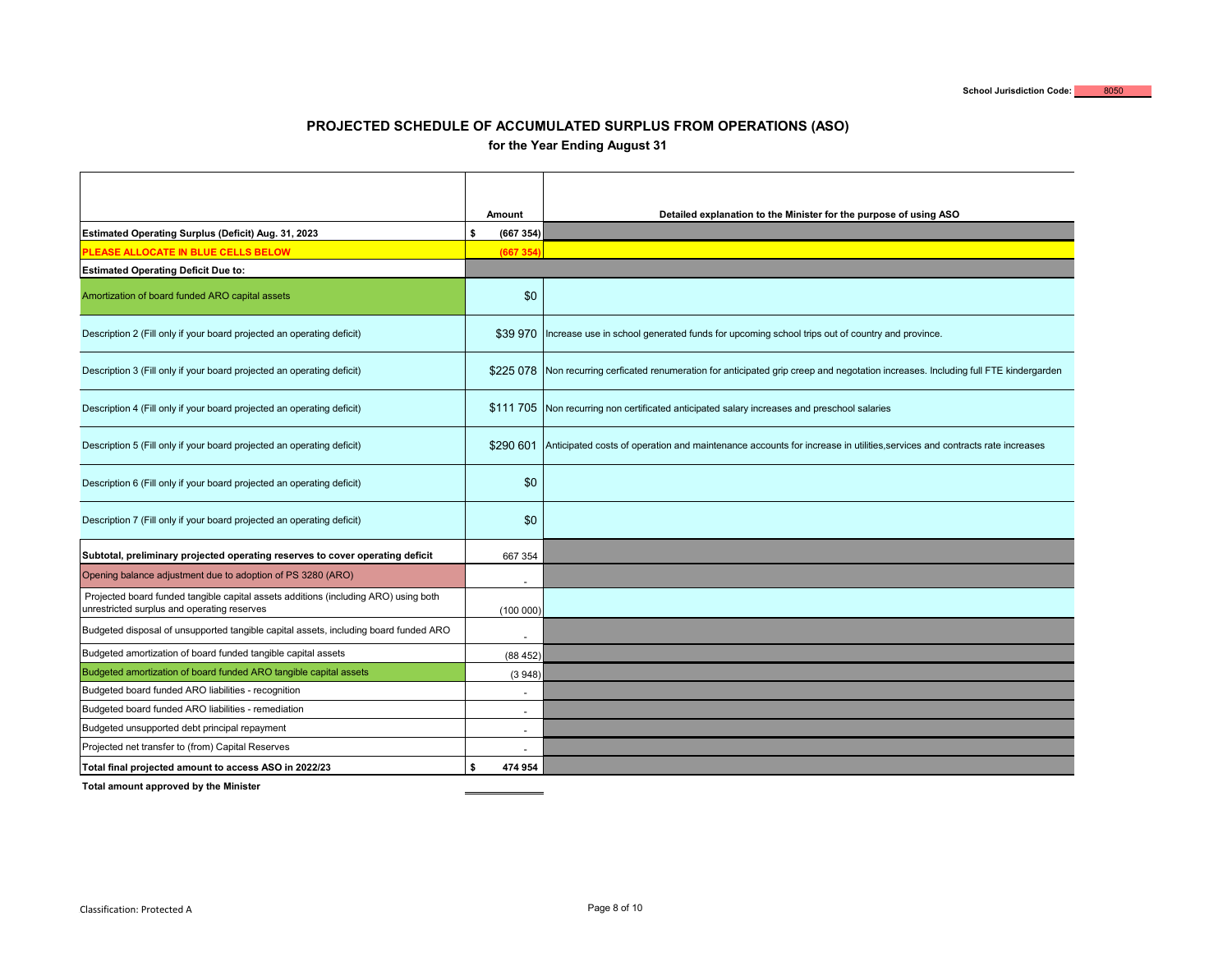School Jurisdiction Code: 8050

# PROJECTED SCHEDULE OF ACCUMULATED SURPLUS FROM OPERATIONS (ASO)

**for the Year Ending August 31**

| | Amount | Detailed explanation to the Minister for the purpose of using ASO |
|---|---|---|
| **Estimated Operating Surplus (Deficit) Aug. 31, 2023** | $ (667 354) | |
| **PLEASE ALLOCATE IN BLUE CELLS BELOW** | (667 354) | |
| **Estimated Operating Deficit Due to:** | | |
| Amortization of board funded ARO capital assets | $0 | |
| Description 2 (Fill only if your board projected an operating deficit) | $39 970 | Increase use in school generated funds for upcoming school trips out of country and province. |
| Description 3 (Fill only if your board projected an operating deficit) | $225 078 | Non recurring cerficated renumeration for anticipated grip creep and negotation increases. Including full FTE kindergarden |
| Description 4 (Fill only if your board projected an operating deficit) | $111 705 | Non recurring non certificated anticipated salary increases and preschool salaries |
| Description 5 (Fill only if your board projected an operating deficit) | $290 601 | Anticipated costs of operation and maintenance accounts for increase in utilities,services and contracts rate increases |
| Description 6 (Fill only if your board projected an operating deficit) | $0 | |
| Description 7 (Fill only if your board projected an operating deficit) | $0 | |
| **Subtotal, preliminary projected operating reserves to cover operating deficit** | 667 354 | |
| Opening balance adjustment due to adoption of PS 3280 (ARO) | - | |
| Projected board funded tangible capital assets additions (including ARO) using both unrestricted surplus and operating reserves | (100 000) | |
| Budgeted disposal of unsupported tangible capital assets, including board funded ARO | - | |
| Budgeted amortization of board funded tangible capital assets | (88 452) | |
| Budgeted amortization of board funded ARO tangible capital assets | (3 948) | |
| Budgeted board funded ARO liabilities - recognition | - | |
| Budgeted board funded ARO liabilities - remediation | - | |
| Budgeted unsupported debt principal repayment | - | |
| Projected net transfer to (from) Capital Reserves | - | |
| **Total final projected amount to access ASO in 2022/23** | **$ 474 954** | |

**Total amount approved by the Minister**

Classification: Protected A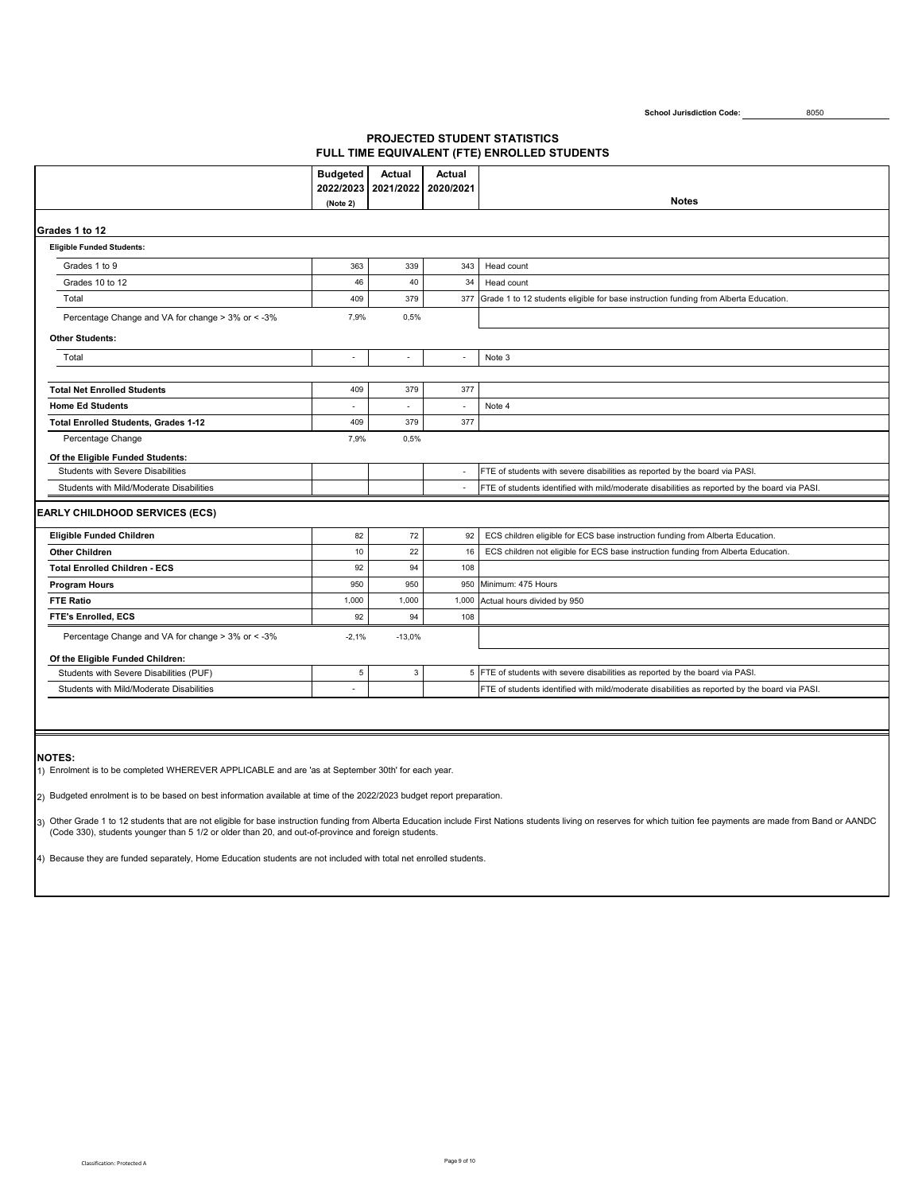School Jurisdiction Code: 8050

## PROJECTED STUDENT STATISTICS
## FULL TIME EQUIVALENT (FTE) ENROLLED STUDENTS

| | Budgeted 2022/2023 (Note 2) | Actual 2021/2022 | Actual 2020/2021 | Notes |
|---|---|---|---|---|
| **Grades 1 to 12** | | | | |
| **Eligible Funded Students:** | | | | |
| Grades 1 to 9 | 363 | 339 | 343 | Head count |
| Grades 10 to 12 | 46 | 40 | 34 | Head count |
| Total | 409 | 379 | 377 | Grade 1 to 12 students eligible for base instruction funding from Alberta Education. |
| Percentage Change and VA for change > 3% or < -3% | 7,9% | 0,5% | | |
| **Other Students:** | | | | |
| Total | - | - | - | Note 3 |
| **Total Net Enrolled Students** | 409 | 379 | 377 | |
| **Home Ed Students** | - | - | - | Note 4 |
| **Total Enrolled Students, Grades 1-12** | 409 | 379 | 377 | |
| Percentage Change | 7,9% | 0,5% | | |
| **Of the Eligible Funded Students:** | | | | |
| Students with Severe Disabilities | | | - | FTE of students with severe disabilities as reported by the board via PASI. |
| Students with Mild/Moderate Disabilities | | | - | FTE of students identified with mild/moderate disabilities as reported by the board via PASI. |
| **EARLY CHILDHOOD SERVICES (ECS)** | | | | |
| **Eligible Funded Children** | 82 | 72 | 92 | ECS children eligible for ECS base instruction funding from Alberta Education. |
| **Other Children** | 10 | 22 | 16 | ECS children not eligible for ECS base instruction funding from Alberta Education. |
| **Total Enrolled Children - ECS** | 92 | 94 | 108 | |
| **Program Hours** | 950 | 950 | 950 | Minimum: 475 Hours |
| **FTE Ratio** | 1,000 | 1,000 | 1,000 | Actual hours divided by 950 |
| **FTE's Enrolled, ECS** | 92 | 94 | 108 | |
| Percentage Change and VA for change > 3% or < -3% | -2,1% | -13,0% | | |
| **Of the Eligible Funded Children:** | | | | |
| Students with Severe Disabilities (PUF) | 5 | 3 | 5 | FTE of students with severe disabilities as reported by the board via PASI. |
| Students with Mild/Moderate Disabilities | - | | | FTE of students identified with mild/moderate disabilities as reported by the board via PASI. |

**NOTES:**

1) Enrolment is to be completed WHEREVER APPLICABLE and are 'as at September 30th' for each year.

2) Budgeted enrolment is to be based on best information available at time of the 2022/2023 budget report preparation.

3) Other Grade 1 to 12 students that are not eligible for base instruction funding from Alberta Education include First Nations students living on reserves for which tuition fee payments are made from Band or AANDC (Code 330), students younger than 5 1/2 or older than 20, and out-of-province and foreign students.

4) Because they are funded separately, Home Education students are not included with total net enrolled students.

Classification: Protected A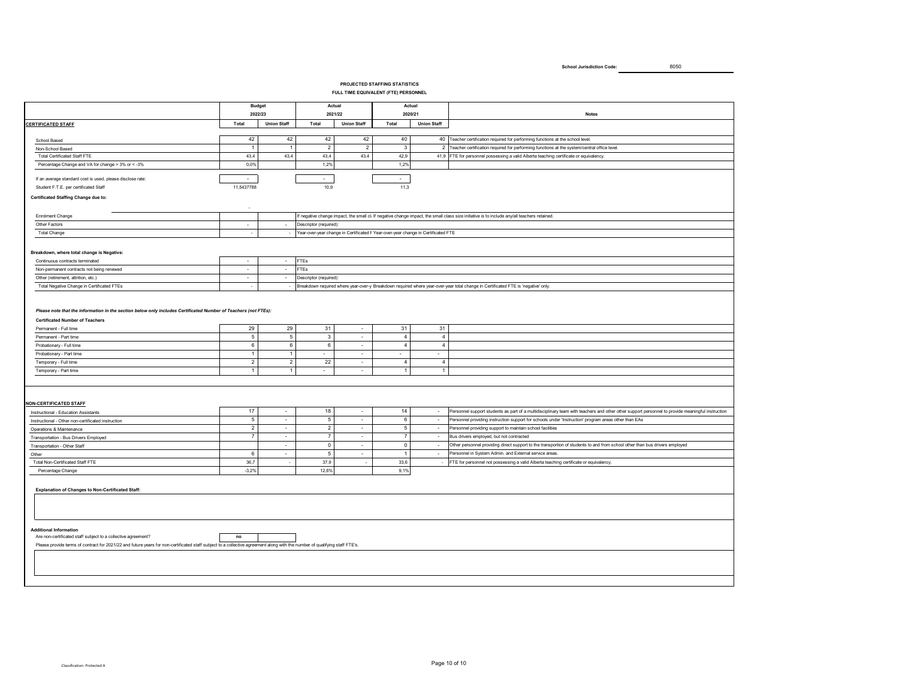School Jurisdiction Code: 8050

## PROJECTED STAFFING STATISTICS

### FULL TIME EQUIVALENT (FTE) PERSONNEL

| | Budget 2022/23 | | Actual 2021/22 | | Actual 2020/21 | | Notes |
|---|---|---|---|---|---|---|---|
| **CERTIFICATED STAFF** | Total | Union Staff | Total | Union Staff | Total | Union Staff | |
| School Based | 42 | 42 | 42 | 42 | 40 | 40 | Teacher certification required for performing functions at the school level. |
| Non-School Based | 1 | 1 | 2 | 2 | 3 | 2 | Teacher certification required for performing functions at the system/central office level. |
| Total Certificated Staff FTE | 43,4 | 43,4 | 43,4 | 43,4 | 42,9 | 41,9 | FTE for personnel possessing a valid Alberta teaching certificate or equivalency. |
| Percentage Change and VA for change > 3% or < -3% | 0,0% | | 1,2% | | 1,2% | | |
| If an average standard cost is used, please disclose rate: | - | | - | | - | | |
| Student F.T.E. per certificated Staff | 11,5437788 | | 10,9 | | 11,3 | | |
| **Certificated Staffing Change due to:** | - | | | | | | |
| Enrolment Change | | | If negative change impact, the small cl | | | | If negative change impact, the small class size initiative is to include any/all teachers retained. |
| Other Factors | - | - | Descriptor (required): | | | | |
| Total Change | - | - | Year-over-year change in Certificated F | | | | Year-over-year change in Certificated FTE |
| **Breakdown, where total change is Negative:** | | | | | | | |
| Continuous contracts terminated | - | - | FTEs | | | | |
| Non-permanent contracts not being renewed | - | - | FTEs | | | | |
| Other (retirement, attrition, etc.) | - | - | Descriptor (required): | | | | |
| Total Negative Change in Certificated FTEs | - | - | Breakdown required where year-over-y | | | | Breakdown required where year-over-year total change in Certificated FTE is 'negative' only. |

*Please note that the information in the section below only includes Certificated Number of Teachers (not FTEs):*

| **Certificated Number of Teachers** | Budget 2022/23 Total | Union Staff | Actual 2021/22 Total | Union Staff | Actual 2020/21 Total | Union Staff |
|---|---|---|---|---|---|---|
| Permanent - Full time | 29 | 29 | 31 | - | 31 | 31 |
| Permanent - Part time | 5 | 5 | 3 | - | 4 | 4 |
| Probationary - Full time | 6 | 6 | 6 | - | 4 | 4 |
| Probationary - Part time | 1 | 1 | - | - | - | - |
| Temporary - Full time | 2 | 2 | 22 | - | 4 | 4 |
| Temporary - Part time | 1 | 1 | - | - | 1 | 1 |

| **NON-CERTIFICATED STAFF** | Budget 2022/23 Total | Union Staff | Actual 2021/22 Total | Union Staff | Actual 2020/21 Total | Union Staff | Notes |
|---|---|---|---|---|---|---|---|
| Instructional - Education Assistants | 17 | - | 18 | - | 14 | - | Personnel support students as part of a multidisciplinary team with teachers and other other support personnel to provide meaningful instruction |
| Instructional - Other non-certificated instruction | 5 | - | 5 | - | 6 | - | Personnel providing instruction support for schools under 'Instruction' program areas other than EAs |
| Operations & Maintenance | 2 | - | 2 | - | 5 | - | Personnel providing support to maintain school facilities |
| Transportation - Bus Drivers Employed | 7 | - | 7 | - | 7 | - | Bus drivers employed, but not contracted |
| Transportation - Other Staff | | - | 0 | - | 0 | - | Other personnel providing direct support to the transportion of students to and from school other than bus drivers employed |
| Other | 6 | - | 5 | - | 1 | - | Personnel in System Admin. and External service areas. |
| Total Non-Certificated Staff FTE | 36,7 | - | 37,9 | - | 33,6 | - | FTE for personnel not possessing a valid Alberta teaching certificate or equivalency. |
| Percentage Change | -3,2% | | 12,6% | | 9,1% | | |

**Explanation of Changes to Non-Certificated Staff:**

**Additional Information**

Are non-certificated staff subject to a collective agreement? **no**

Please provide terms of contract for 2021/22 and future years for non-certificated staff subject to a collective agreement along with the number of qualifying staff FTE's.

Classification: Protected A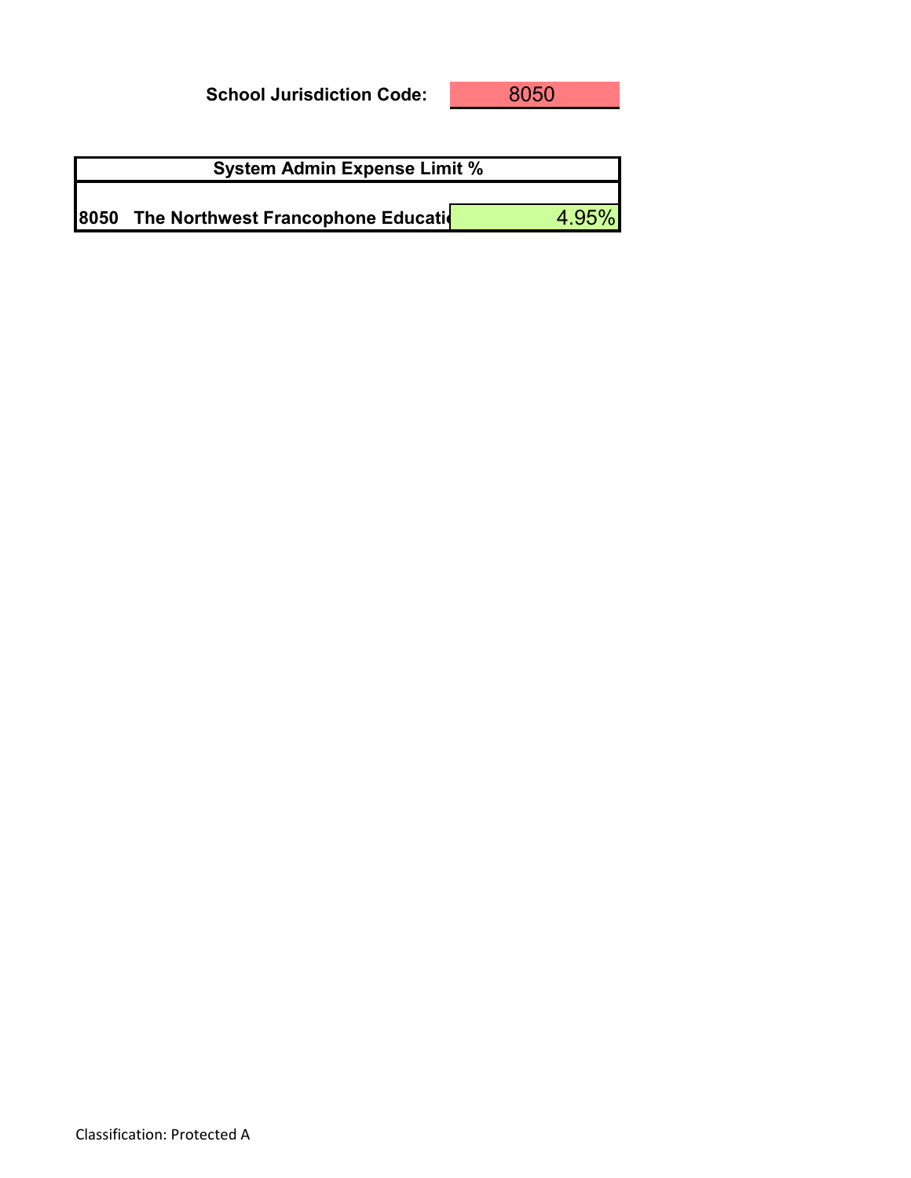**School Jurisdiction Code:** 8050

| System Admin Expense Limit % | |
|---|---|
| **8050 The Northwest Francophone Educatio** | 4.95% |

Classification: Protected A